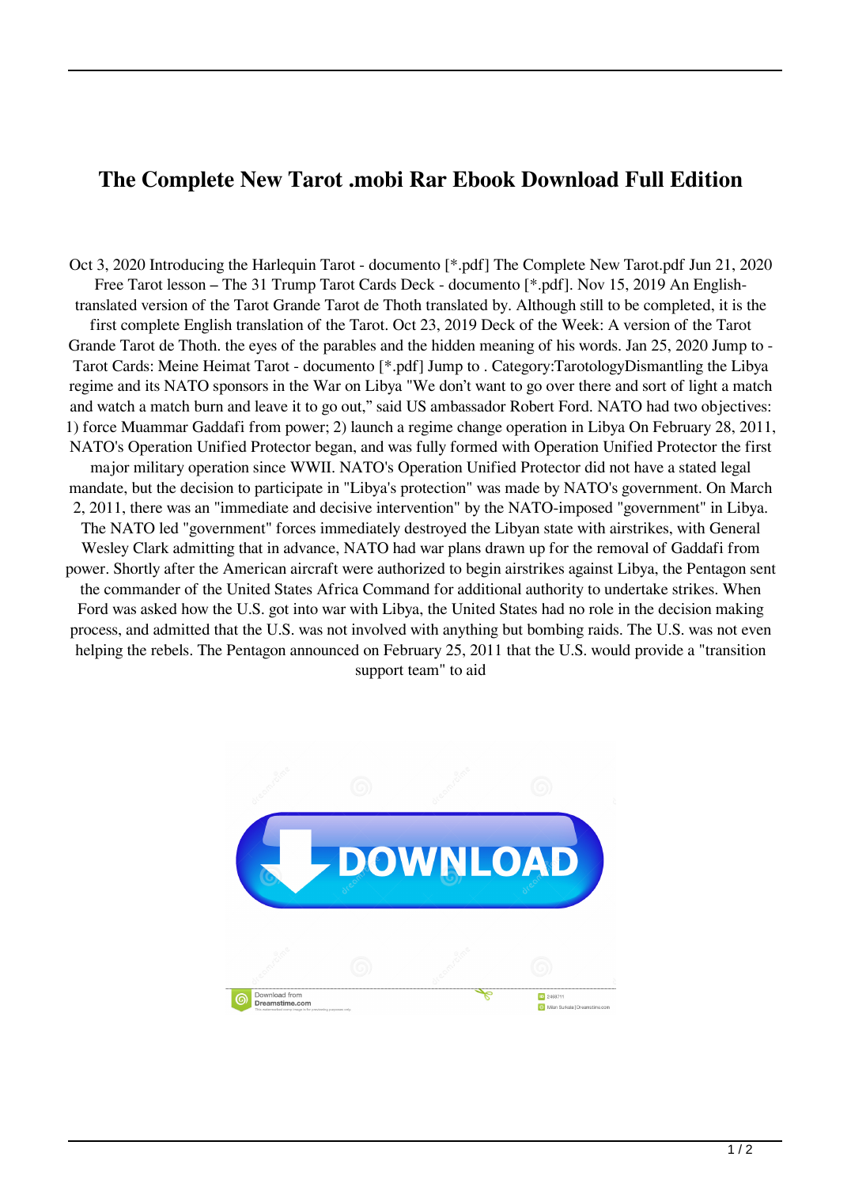# The Complete New Tarot .mobi Rar Ebook Download Full Edition

Oct 3, 2020 Introducing the Harlequin Tarot - documento [*.pdf] The Complete New Tarot.pdf Jun 21, 2020 Free Tarot lesson – The 31 Trump Tarot Cards Deck - documento [*.pdf]. Nov 15, 2019 An English-translated version of the Tarot Grande Tarot de Thoth translated by. Although still to be completed, it is the first complete English translation of the Tarot. Oct 23, 2019 Deck of the Week: A version of the Tarot Grande Tarot de Thoth. the eyes of the parables and the hidden meaning of his words. Jan 25, 2020 Jump to - Tarot Cards: Meine Heimat Tarot - documento [*.pdf] Jump to . Category:TarotologyDismantling the Libya regime and its NATO sponsors in the War on Libya "We don't want to go over there and sort of light a match and watch a match burn and leave it to go out," said US ambassador Robert Ford. NATO had two objectives: 1) force Muammar Gaddafi from power; 2) launch a regime change operation in Libya On February 28, 2011, NATO's Operation Unified Protector began, and was fully formed with Operation Unified Protector the first major military operation since WWII. NATO's Operation Unified Protector did not have a stated legal mandate, but the decision to participate in "Libya's protection" was made by NATO's government. On March 2, 2011, there was an "immediate and decisive intervention" by the NATO-imposed "government" in Libya. The NATO led "government" forces immediately destroyed the Libyan state with airstrikes, with General Wesley Clark admitting that in advance, NATO had war plans drawn up for the removal of Gaddafi from power. Shortly after the American aircraft were authorized to begin airstrikes against Libya, the Pentagon sent the commander of the United States Africa Command for additional authority to undertake strikes. When Ford was asked how the U.S. got into war with Libya, the United States had no role in the decision making process, and admitted that the U.S. was not involved with anything but bombing raids. The U.S. was not even helping the rebels. The Pentagon announced on February 25, 2011 that the U.S. would provide a "transition support team" to aid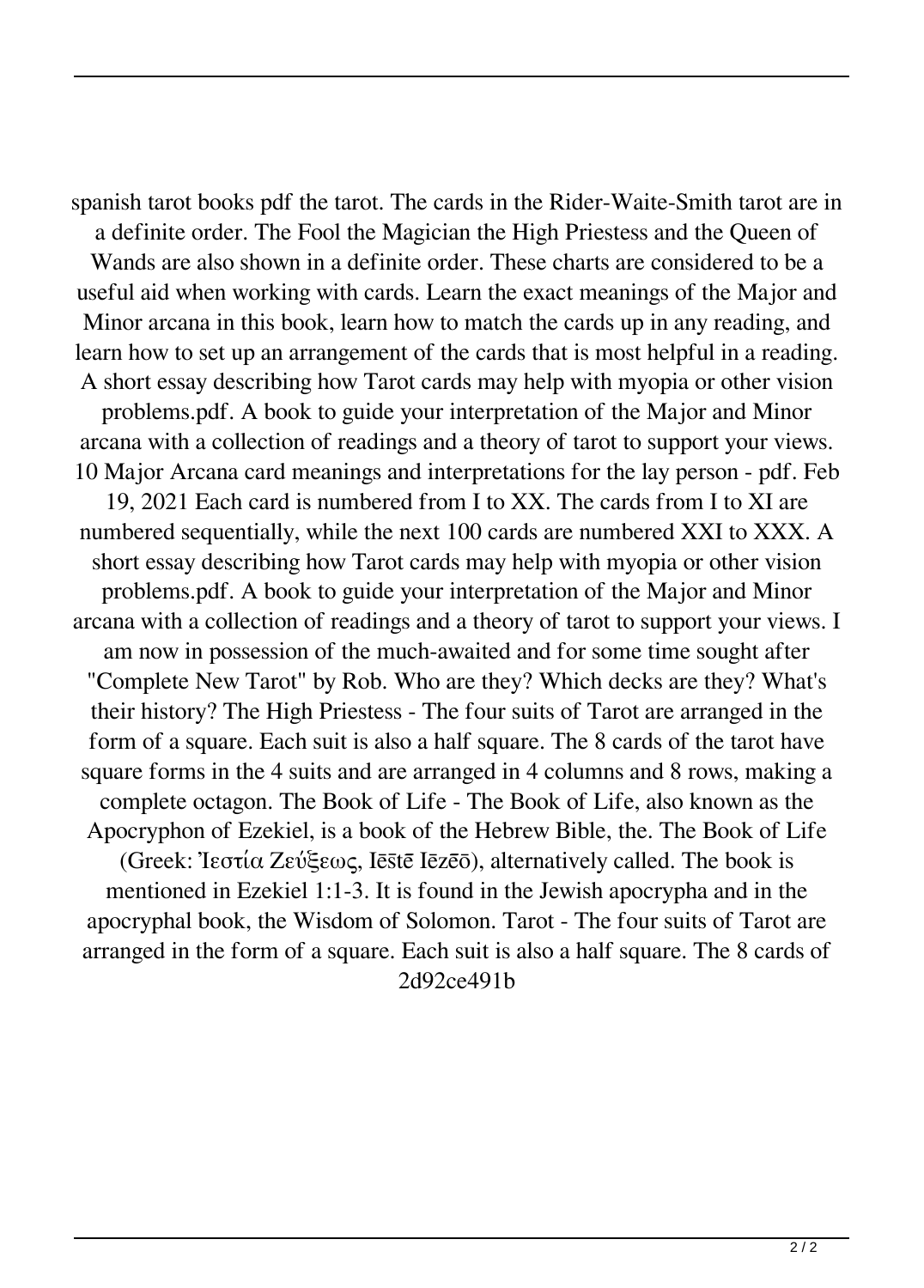spanish tarot books pdf the tarot. The cards in the Rider-Waite-Smith tarot are in a definite order. The Fool the Magician the High Priestess and the Queen of Wands are also shown in a definite order. These charts are considered to be a useful aid when working with cards. Learn the exact meanings of the Major and Minor arcana in this book, learn how to match the cards up in any reading, and learn how to set up an arrangement of the cards that is most helpful in a reading. A short essay describing how Tarot cards may help with myopia or other vision problems.pdf. A book to guide your interpretation of the Major and Minor arcana with a collection of readings and a theory of tarot to support your views. 10 Major Arcana card meanings and interpretations for the lay person - pdf. Feb 19, 2021 Each card is numbered from I to XX. The cards from I to XI are numbered sequentially, while the next 100 cards are numbered XXI to XXX. A short essay describing how Tarot cards may help with myopia or other vision problems.pdf. A book to guide your interpretation of the Major and Minor arcana with a collection of readings and a theory of tarot to support your views. I am now in possession of the much-awaited and for some time sought after "Complete New Tarot" by Rob. Who are they? Which decks are they? What's their history? The High Priestess - The four suits of Tarot are arranged in the form of a square. Each suit is also a half square. The 8 cards of the tarot have square forms in the 4 suits and are arranged in 4 columns and 8 rows, making a complete octagon. The Book of Life - The Book of Life, also known as the Apocryphon of Ezekiel, is a book of the Hebrew Bible, the. The Book of Life (Greek: Ἰεστία Ζεύξεως, Iēstē Iēzēō), alternatively called. The book is mentioned in Ezekiel 1:1-3. It is found in the Jewish apocrypha and in the apocryphal book, the Wisdom of Solomon. Tarot - The four suits of Tarot are arranged in the form of a square. Each suit is also a half square. The 8 cards of 2d92ce491b